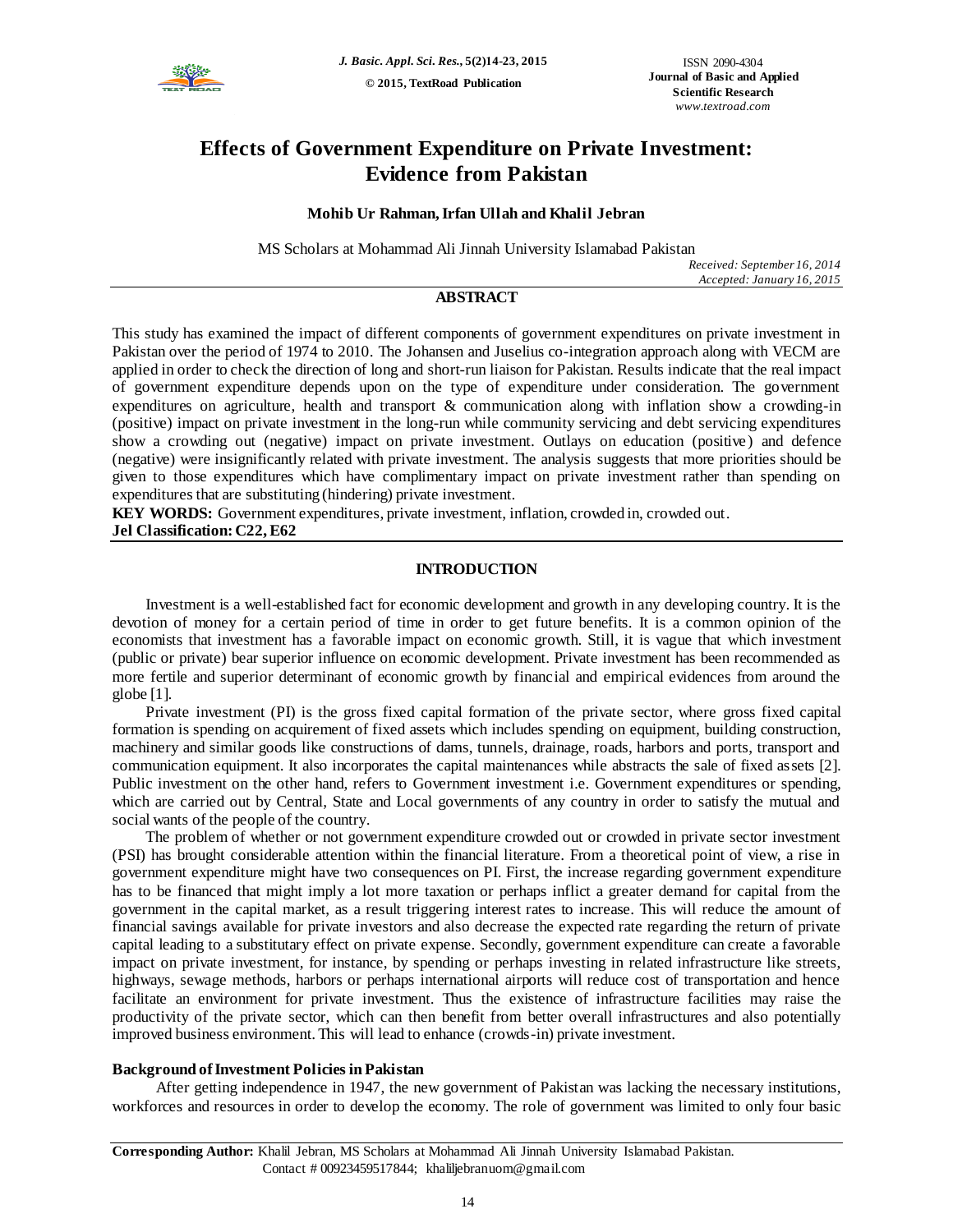# Effects of Government Expenditure on Private Investment: Evidence from Pakistan

**Mohib Ur Rahman, Irfan Ullah and Khalil Jebran**

MS Scholars at Mohammad Ali Jinnah University Islamabad Pakistan

*Received: September 16, 2014*
*Accepted: January 16, 2015*

## ABSTRACT

This study has examined the impact of different components of government expenditures on private investment in Pakistan over the period of 1974 to 2010. The Johansen and Juselius co-integration approach along with VECM are applied in order to check the direction of long and short-run liaison for Pakistan. Results indicate that the real impact of government expenditure depends upon on the type of expenditure under consideration. The government expenditures on agriculture, health and transport & communication along with inflation show a crowding-in (positive) impact on private investment in the long-run while community servicing and debt servicing expenditures show a crowding out (negative) impact on private investment. Outlays on education (positive) and defence (negative) were insignificantly related with private investment. The analysis suggests that more priorities should be given to those expenditures which have complimentary impact on private investment rather than spending on expenditures that are substituting (hindering) private investment.

**KEY WORDS:** Government expenditures, private investment, inflation, crowded in, crowded out.

**Jel Classification: C22, E62**

## INTRODUCTION

Investment is a well-established fact for economic development and growth in any developing country. It is the devotion of money for a certain period of time in order to get future benefits. It is a common opinion of the economists that investment has a favorable impact on economic growth. Still, it is vague that which investment (public or private) bear superior influence on economic development. Private investment has been recommended as more fertile and superior determinant of economic growth by financial and empirical evidences from around the globe [1].

Private investment (PI) is the gross fixed capital formation of the private sector, where gross fixed capital formation is spending on acquirement of fixed assets which includes spending on equipment, building construction, machinery and similar goods like constructions of dams, tunnels, drainage, roads, harbors and ports, transport and communication equipment. It also incorporates the capital maintenances while abstracts the sale of fixed assets [2]. Public investment on the other hand, refers to Government investment i.e. Government expenditures or spending, which are carried out by Central, State and Local governments of any country in order to satisfy the mutual and social wants of the people of the country.

The problem of whether or not government expenditure crowded out or crowded in private sector investment (PSI) has brought considerable attention within the financial literature. From a theoretical point of view, a rise in government expenditure might have two consequences on PI. First, the increase regarding government expenditure has to be financed that might imply a lot more taxation or perhaps inflict a greater demand for capital from the government in the capital market, as a result triggering interest rates to increase. This will reduce the amount of financial savings available for private investors and also decrease the expected rate regarding the return of private capital leading to a substitutary effect on private expense. Secondly, government expenditure can create a favorable impact on private investment, for instance, by spending or perhaps investing in related infrastructure like streets, highways, sewage methods, harbors or perhaps international airports will reduce cost of transportation and hence facilitate an environment for private investment. Thus the existence of infrastructure facilities may raise the productivity of the private sector, which can then benefit from better overall infrastructures and also potentially improved business environment. This will lead to enhance (crowds-in) private investment.

### Background of Investment Policies in Pakistan

After getting independence in 1947, the new government of Pakistan was lacking the necessary institutions, workforces and resources in order to develop the economy. The role of government was limited to only four basic

**Corresponding Author:** Khalil Jebran, MS Scholars at Mohammad Ali Jinnah University Islamabad Pakistan. Contact # 00923459517844; khaliljebranuom@gmail.com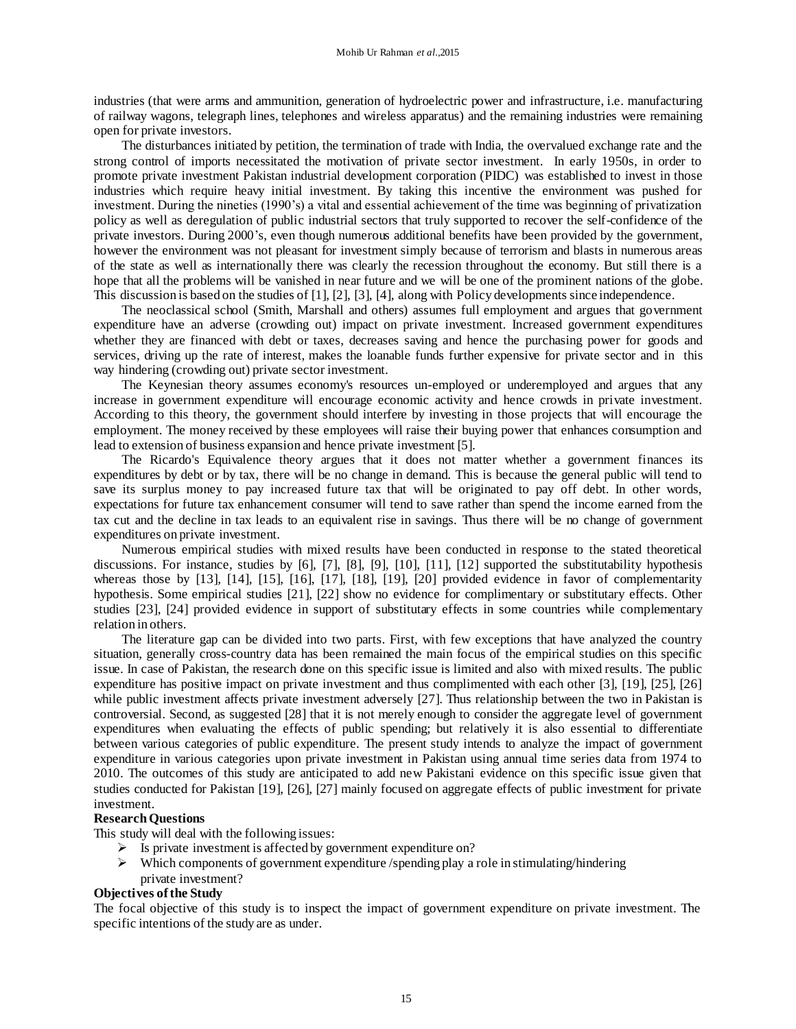industries (that were arms and ammunition, generation of hydroelectric power and infrastructure, i.e. manufacturing of railway wagons, telegraph lines, telephones and wireless apparatus) and the remaining industries were remaining open for private investors.

The disturbances initiated by petition, the termination of trade with India, the overvalued exchange rate and the strong control of imports necessitated the motivation of private sector investment. In early 1950s, in order to promote private investment Pakistan industrial development corporation (PIDC) was established to invest in those industries which require heavy initial investment. By taking this incentive the environment was pushed for investment. During the nineties (1990's) a vital and essential achievement of the time was beginning of privatization policy as well as deregulation of public industrial sectors that truly supported to recover the self-confidence of the private investors. During 2000's, even though numerous additional benefits have been provided by the government, however the environment was not pleasant for investment simply because of terrorism and blasts in numerous areas of the state as well as internationally there was clearly the recession throughout the economy. But still there is a hope that all the problems will be vanished in near future and we will be one of the prominent nations of the globe. This discussion is based on the studies of [1], [2], [3], [4], along with Policy developments since independence.

The neoclassical school (Smith, Marshall and others) assumes full employment and argues that government expenditure have an adverse (crowding out) impact on private investment. Increased government expenditures whether they are financed with debt or taxes, decreases saving and hence the purchasing power for goods and services, driving up the rate of interest, makes the loanable funds further expensive for private sector and in this way hindering (crowding out) private sector investment.

The Keynesian theory assumes economy's resources un-employed or underemployed and argues that any increase in government expenditure will encourage economic activity and hence crowds in private investment. According to this theory, the government should interfere by investing in those projects that will encourage the employment. The money received by these employees will raise their buying power that enhances consumption and lead to extension of business expansion and hence private investment [5].

The Ricardo's Equivalence theory argues that it does not matter whether a government finances its expenditures by debt or by tax, there will be no change in demand. This is because the general public will tend to save its surplus money to pay increased future tax that will be originated to pay off debt. In other words, expectations for future tax enhancement consumer will tend to save rather than spend the income earned from the tax cut and the decline in tax leads to an equivalent rise in savings. Thus there will be no change of government expenditures on private investment.

Numerous empirical studies with mixed results have been conducted in response to the stated theoretical discussions. For instance, studies by [6], [7], [8], [9], [10], [11], [12] supported the substitutability hypothesis whereas those by [13], [14], [15], [16], [17], [18], [19], [20] provided evidence in favor of complementarity hypothesis. Some empirical studies [21], [22] show no evidence for complimentary or substitutary effects. Other studies [23], [24] provided evidence in support of substitutary effects in some countries while complementary relation in others.

The literature gap can be divided into two parts. First, with few exceptions that have analyzed the country situation, generally cross-country data has been remained the main focus of the empirical studies on this specific issue. In case of Pakistan, the research done on this specific issue is limited and also with mixed results. The public expenditure has positive impact on private investment and thus complimented with each other [3], [19], [25], [26] while public investment affects private investment adversely [27]. Thus relationship between the two in Pakistan is controversial. Second, as suggested [28] that it is not merely enough to consider the aggregate level of government expenditures when evaluating the effects of public spending; but relatively it is also essential to differentiate between various categories of public expenditure. The present study intends to analyze the impact of government expenditure in various categories upon private investment in Pakistan using annual time series data from 1974 to 2010. The outcomes of this study are anticipated to add new Pakistani evidence on this specific issue given that studies conducted for Pakistan [19], [26], [27] mainly focused on aggregate effects of public investment for private investment.

**Research Questions**

This study will deal with the following issues:

- Is private investment is affected by government expenditure on?
- Which components of government expenditure /spending play a role in stimulating/hindering private investment?

**Objectives of the Study**

The focal objective of this study is to inspect the impact of government expenditure on private investment. The specific intentions of the study are as under.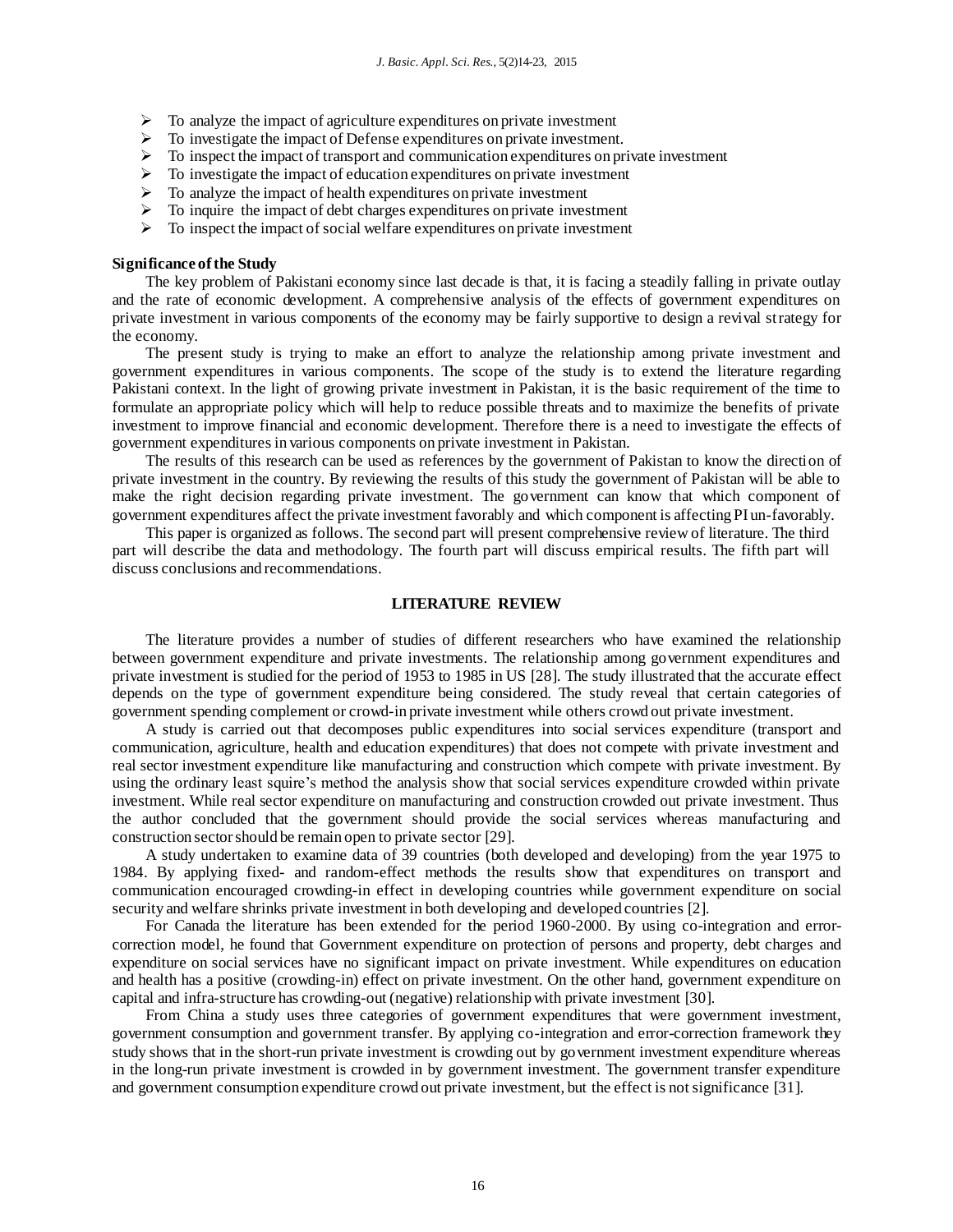- To analyze the impact of agriculture expenditures on private investment
- To investigate the impact of Defense expenditures on private investment.
- To inspect the impact of transport and communication expenditures on private investment
- To investigate the impact of education expenditures on private investment
- To analyze the impact of health expenditures on private investment
- To inquire the impact of debt charges expenditures on private investment
- To inspect the impact of social welfare expenditures on private investment

**Significance of the Study**

The key problem of Pakistani economy since last decade is that, it is facing a steadily falling in private outlay and the rate of economic development. A comprehensive analysis of the effects of government expenditures on private investment in various components of the economy may be fairly supportive to design a revival strategy for the economy.

The present study is trying to make an effort to analyze the relationship among private investment and government expenditures in various components. The scope of the study is to extend the literature regarding Pakistani context. In the light of growing private investment in Pakistan, it is the basic requirement of the time to formulate an appropriate policy which will help to reduce possible threats and to maximize the benefits of private investment to improve financial and economic development. Therefore there is a need to investigate the effects of government expenditures in various components on private investment in Pakistan.

The results of this research can be used as references by the government of Pakistan to know the direction of private investment in the country. By reviewing the results of this study the government of Pakistan will be able to make the right decision regarding private investment. The government can know that which component of government expenditures affect the private investment favorably and which component is affecting PI un-favorably.

This paper is organized as follows. The second part will present comprehensive review of literature. The third part will describe the data and methodology. The fourth part will discuss empirical results. The fifth part will discuss conclusions and recommendations.

## LITERATURE REVIEW

The literature provides a number of studies of different researchers who have examined the relationship between government expenditure and private investments. The relationship among government expenditures and private investment is studied for the period of 1953 to 1985 in US [28]. The study illustrated that the accurate effect depends on the type of government expenditure being considered. The study reveal that certain categories of government spending complement or crowd-in private investment while others crowd out private investment.

A study is carried out that decomposes public expenditures into social services expenditure (transport and communication, agriculture, health and education expenditures) that does not compete with private investment and real sector investment expenditure like manufacturing and construction which compete with private investment. By using the ordinary least squire's method the analysis show that social services expenditure crowded within private investment. While real sector expenditure on manufacturing and construction crowded out private investment. Thus the author concluded that the government should provide the social services whereas manufacturing and construction sector should be remain open to private sector [29].

A study undertaken to examine data of 39 countries (both developed and developing) from the year 1975 to 1984. By applying fixed- and random-effect methods the results show that expenditures on transport and communication encouraged crowding-in effect in developing countries while government expenditure on social security and welfare shrinks private investment in both developing and developed countries [2].

For Canada the literature has been extended for the period 1960-2000. By using co-integration and error-correction model, he found that Government expenditure on protection of persons and property, debt charges and expenditure on social services have no significant impact on private investment. While expenditures on education and health has a positive (crowding-in) effect on private investment. On the other hand, government expenditure on capital and infra-structure has crowding-out (negative) relationship with private investment [30].

From China a study uses three categories of government expenditures that were government investment, government consumption and government transfer. By applying co-integration and error-correction framework they study shows that in the short-run private investment is crowding out by government investment expenditure whereas in the long-run private investment is crowded in by government investment. The government transfer expenditure and government consumption expenditure crowd out private investment, but the effect is not significance [31].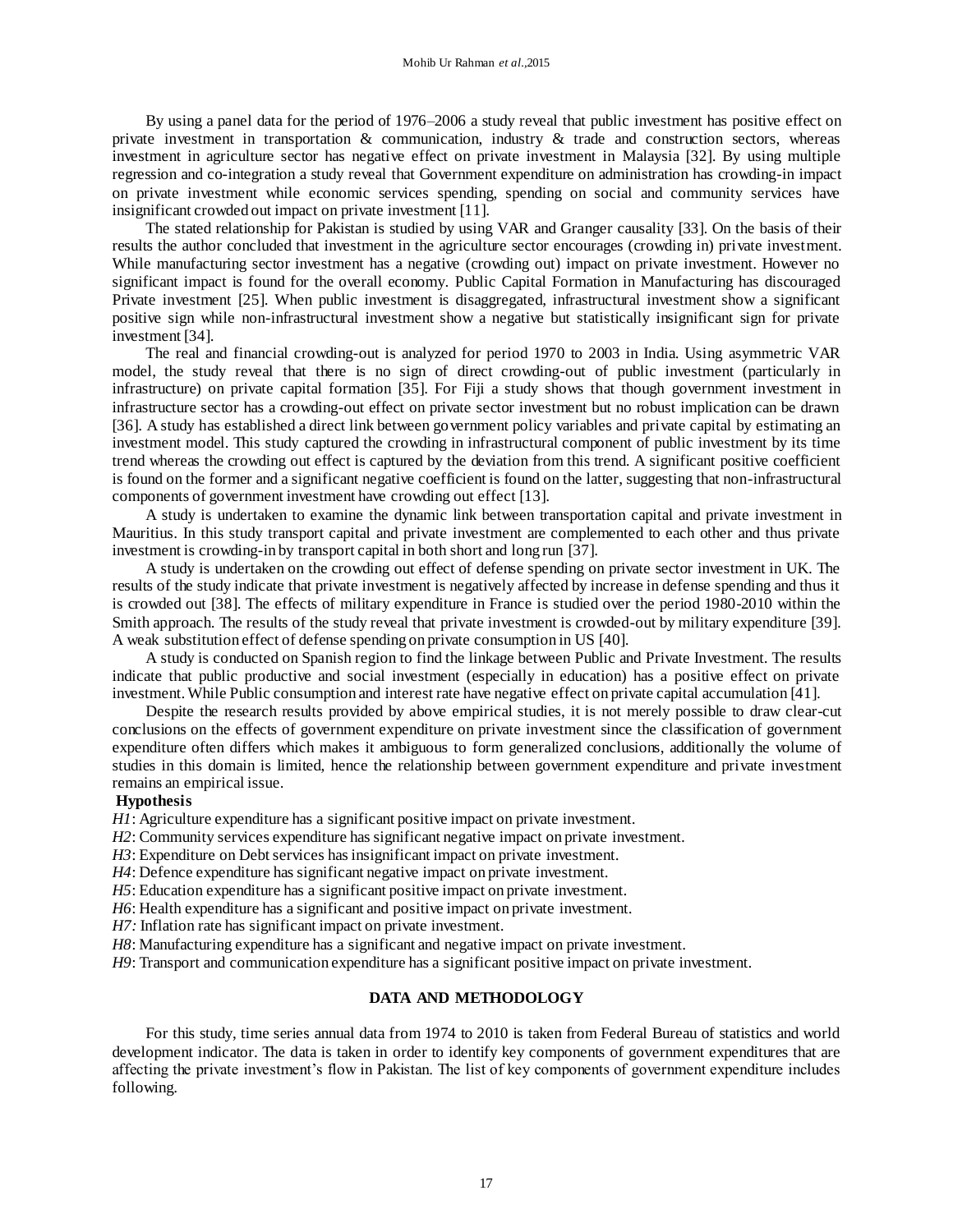By using a panel data for the period of 1976–2006 a study reveal that public investment has positive effect on private investment in transportation & communication, industry & trade and construction sectors, whereas investment in agriculture sector has negative effect on private investment in Malaysia [32]. By using multiple regression and co-integration a study reveal that Government expenditure on administration has crowding-in impact on private investment while economic services spending, spending on social and community services have insignificant crowded out impact on private investment [11].

The stated relationship for Pakistan is studied by using VAR and Granger causality [33]. On the basis of their results the author concluded that investment in the agriculture sector encourages (crowding in) private investment. While manufacturing sector investment has a negative (crowding out) impact on private investment. However no significant impact is found for the overall economy. Public Capital Formation in Manufacturing has discouraged Private investment [25]. When public investment is disaggregated, infrastructural investment show a significant positive sign while non-infrastructural investment show a negative but statistically insignificant sign for private investment [34].

The real and financial crowding-out is analyzed for period 1970 to 2003 in India. Using asymmetric VAR model, the study reveal that there is no sign of direct crowding-out of public investment (particularly in infrastructure) on private capital formation [35]. For Fiji a study shows that though government investment in infrastructure sector has a crowding-out effect on private sector investment but no robust implication can be drawn [36]. A study has established a direct link between government policy variables and private capital by estimating an investment model. This study captured the crowding in infrastructural component of public investment by its time trend whereas the crowding out effect is captured by the deviation from this trend. A significant positive coefficient is found on the former and a significant negative coefficient is found on the latter, suggesting that non-infrastructural components of government investment have crowding out effect [13].

A study is undertaken to examine the dynamic link between transportation capital and private investment in Mauritius. In this study transport capital and private investment are complemented to each other and thus private investment is crowding-in by transport capital in both short and long run [37].

A study is undertaken on the crowding out effect of defense spending on private sector investment in UK. The results of the study indicate that private investment is negatively affected by increase in defense spending and thus it is crowded out [38]. The effects of military expenditure in France is studied over the period 1980-2010 within the Smith approach. The results of the study reveal that private investment is crowded-out by military expenditure [39]. A weak substitution effect of defense spending on private consumption in US [40].

A study is conducted on Spanish region to find the linkage between Public and Private Investment. The results indicate that public productive and social investment (especially in education) has a positive effect on private investment. While Public consumption and interest rate have negative effect on private capital accumulation [41].

Despite the research results provided by above empirical studies, it is not merely possible to draw clear-cut conclusions on the effects of government expenditure on private investment since the classification of government expenditure often differs which makes it ambiguous to form generalized conclusions, additionally the volume of studies in this domain is limited, hence the relationship between government expenditure and private investment remains an empirical issue.

**Hypothesis**

*H1*: Agriculture expenditure has a significant positive impact on private investment.
*H2*: Community services expenditure has significant negative impact on private investment.
*H3*: Expenditure on Debt services has insignificant impact on private investment.
*H4*: Defence expenditure has significant negative impact on private investment.
*H5*: Education expenditure has a significant positive impact on private investment.
*H6*: Health expenditure has a significant and positive impact on private investment.
*H7:* Inflation rate has significant impact on private investment.
*H8*: Manufacturing expenditure has a significant and negative impact on private investment.
*H9*: Transport and communication expenditure has a significant positive impact on private investment.

## DATA AND METHODOLOGY

For this study, time series annual data from 1974 to 2010 is taken from Federal Bureau of statistics and world development indicator. The data is taken in order to identify key components of government expenditures that are affecting the private investment's flow in Pakistan. The list of key components of government expenditure includes following.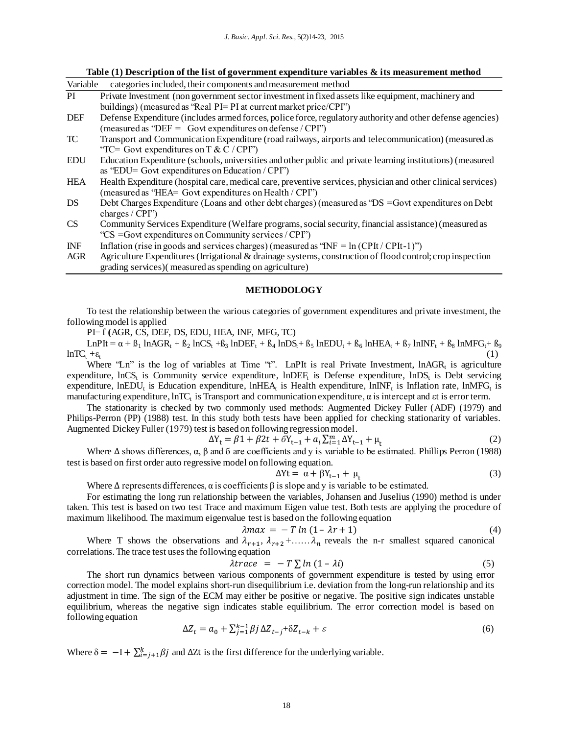**Table (1) Description of the list of government expenditure variables & its measurement method**

| Variable | categories included, their components and measurement method |
|---|---|
| PI | Private Investment (non government sector investment in fixed assets like equipment, machinery and buildings) (measured as "Real PI= PI at current market price/CPI") |
| DEF | Defense Expenditure (includes armed forces, police force, regulatory authority and other defense agencies) (measured as "DEF = Govt expenditures on defense / CPI") |
| TC | Transport and Communication Expenditure (road railways, airports and telecommunication) (measured as "TC= Govt expenditures on T & C / CPI") |
| EDU | Education Expenditure (schools, universities and other public and private learning institutions) (measured as "EDU= Govt expenditures on Education / CPI") |
| HEA | Health Expenditure (hospital care, medical care, preventive services, physician and other clinical services) (measured as "HEA= Govt expenditures on Health / CPI") |
| DS | Debt Charges Expenditure (Loans and other debt charges) (measured as "DS =Govt expenditures on Debt charges / CPI") |
| CS | Community Services Expenditure (Welfare programs, social security, financial assistance) (measured as "CS =Govt expenditures on Community services / CPI") |
| INF | Inflation (rise in goods and services charges) (measured as "INF = ln (CPIt / CPIt-1)") |
| AGR | Agriculture Expenditures (Irrigational & drainage systems, construction of flood control; crop inspection grading services)( measured as spending on agriculture) |

## METHODOLOGY

To test the relationship between the various categories of government expenditures and private investment, the following model is applied

PI= f (AGR, CS, DEF, DS, EDU, HEA, INF, MFG, TC)

$$LnPIt = \alpha + \beta_1 \ln AGR_t + \beta_2 \ln CS_t + \beta_3 \ln DEF_t + \beta_4 \ln DS_t + \beta_5 \ln EDU_t + \beta_6 \ln HEA_t + \beta_7 \ln INF_t + \beta_8 \ln MFG_t + \beta_9 \ln TC_t + \varepsilon_t \quad (1)$$

Where "Ln" is the log of variables at Time "t". LnPIt is real Private Investment, $\ln AGR_t$ is agriculture expenditure, $\ln CS_t$ is Community service expenditure, $\ln DEF_t$ is Defense expenditure, $\ln DS_t$ is Debt servicing expenditure, $\ln EDU_t$ is Education expenditure, $\ln HEA_t$ is Health expenditure, $\ln INF_t$ is Inflation rate, $\ln MFG_t$ is manufacturing expenditure, $\ln TC_t$ is Transport and communication expenditure, $\alpha$ is intercept and $\varepsilon t$ is error term.

The stationarity is checked by two commonly used methods: Augmented Dickey Fuller (ADF) (1979) and Philips-Perron (PP) (1988) test. In this study both tests have been applied for checking stationarity of variables. Augmented Dickey Fuller (1979) test is based on following regression model.

$$\Delta Y_t = \beta 1 + \beta 2t + \sigma Y_{t-1} + a_i \sum_{i=1}^{m} \Delta Y_{t-1} + \mu_t \quad (2)$$

Where $\Delta$ shows differences, $\alpha$, $\beta$ and $\sigma$ are coefficients and y is variable to be estimated. Phillips Perron (1988) test is based on first order auto regressive model on following equation.

$$\Delta Yt = \alpha + \beta Y_{t-1} + \mu_t \quad (3)$$

Where $\Delta$ represents differences, $\alpha$ is coefficients $\beta$ is slope and y is variable to be estimated.

For estimating the long run relationship between the variables, Johansen and Juselius (1990) method is under taken. This test is based on two test Trace and maximum Eigen value test. Both tests are applying the procedure of maximum likelihood. The maximum eigenvalue test is based on the following equation

$$\lambda max = -T \ln (1 - \lambda r + 1) \quad (4)$$

Where T shows the observations and $\lambda_{r+1}$, $\lambda_{r+2}$ +……$\lambda_n$ reveals the n-r smallest squared canonical correlations. The trace test uses the following equation

$$\lambda trace = -T \sum \ln (1 - \lambda i) \quad (5)$$

The short run dynamics between various components of government expenditure is tested by using error correction model. The model explains short-run disequilibrium i.e. deviation from the long-run relationship and its adjustment in time. The sign of the ECM may either be positive or negative. The positive sign indicates unstable equilibrium, whereas the negative sign indicates stable equilibrium. The error correction model is based on following equation

$$\Delta Z_t = a_0 + \sum_{j=1}^{k-1} \beta j \, \Delta Z_{t-j} + \delta Z_{t-k} + \varepsilon \quad (6)$$

Where $\delta = -I + \sum_{i=j+1}^{k} \beta j$ and $\Delta Zt$ is the first difference for the underlying variable.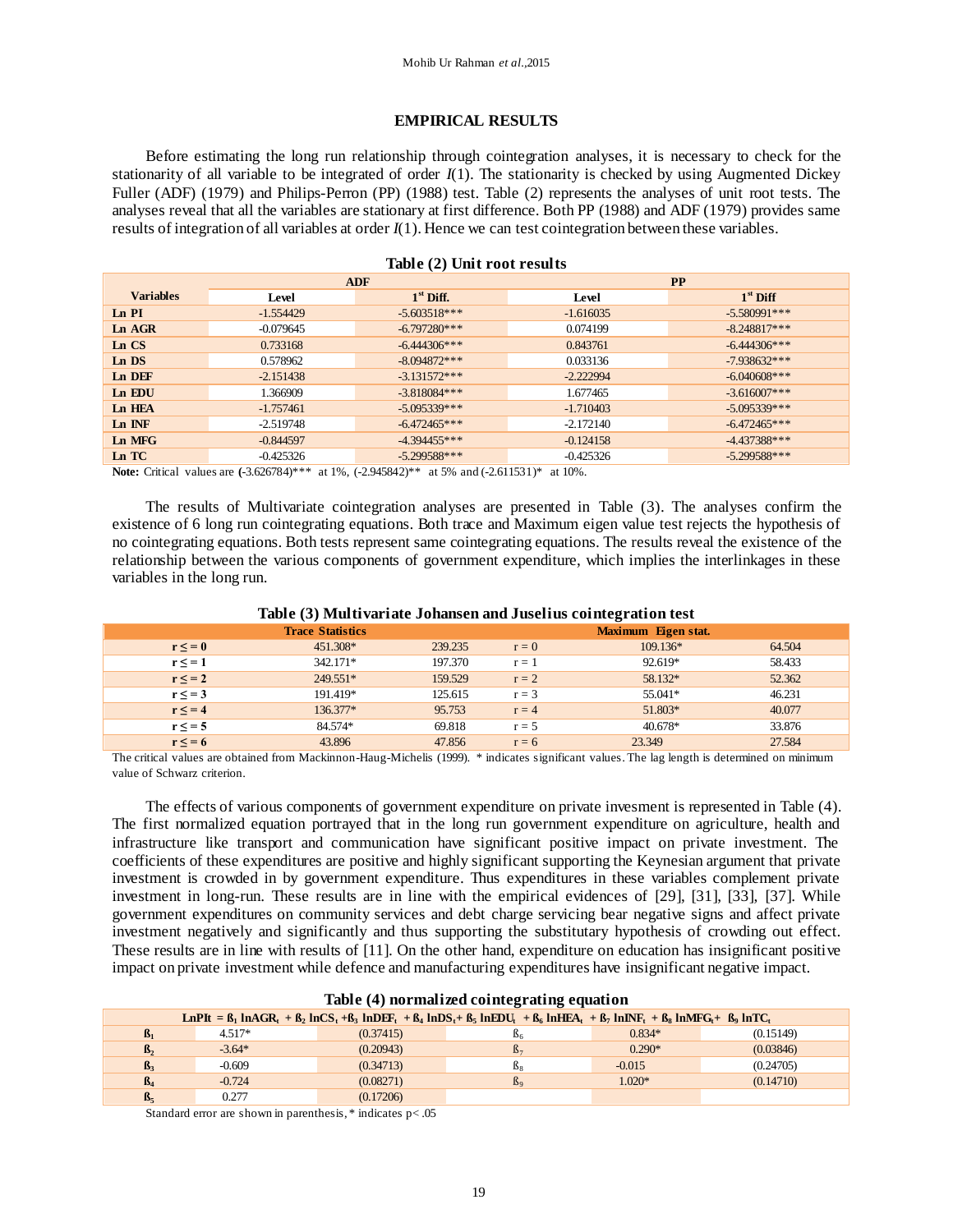## EMPIRICAL RESULTS

Before estimating the long run relationship through cointegration analyses, it is necessary to check for the stationarity of all variable to be integrated of order $I(1)$. The stationarity is checked by using Augmented Dickey Fuller (ADF) (1979) and Philips-Perron (PP) (1988) test. Table (2) represents the analyses of unit root tests. The analyses reveal that all the variables are stationary at first difference. Both PP (1988) and ADF (1979) provides same results of integration of all variables at order $I(1)$. Hence we can test cointegration between these variables.

**Table (2) Unit root results**

| Variables | ADF | | PP | |
|---|---|---|---|---|
| | Level | 1st Diff. | Level | 1st Diff |
| Ln PI | -1.554429 | -5.603518*** | -1.616035 | -5.580991*** |
| Ln AGR | -0.079645 | -6.797280*** | 0.074199 | -8.248817*** |
| Ln CS | 0.733168 | -6.444306*** | 0.843761 | -6.444306*** |
| Ln DS | 0.578962 | -8.094872*** | 0.033136 | -7.938632*** |
| Ln DEF | -2.151438 | -3.131572*** | -2.222994 | -6.040608*** |
| Ln EDU | 1.366909 | -3.818084*** | 1.677465 | -3.616007*** |
| Ln HEA | -1.757461 | -5.095339*** | -1.710403 | -5.095339*** |
| Ln INF | -2.519748 | -6.472465*** | -2.172140 | -6.472465*** |
| Ln MFG | -0.844597 | -4.394455*** | -0.124158 | -4.437388*** |
| Ln TC | -0.425326 | -5.299588*** | -0.425326 | -5.299588*** |

**Note:** Critical values are (-3.626784)*** at 1%, (-2.945842)** at 5% and (-2.611531)* at 10%.

The results of Multivariate cointegration analyses are presented in Table (3). The analyses confirm the existence of 6 long run cointegrating equations. Both trace and Maximum eigen value test rejects the hypothesis of no cointegrating equations. Both tests represent same cointegrating equations. The results reveal the existence of the relationship between the various components of government expenditure, which implies the interlinkages in these variables in the long run.

**Table (3) Multivariate Johansen and Juselius cointegration test**

| | Trace Statistics | | | Maximum Eigen stat. | |
|---|---|---|---|---|---|
| $r \leq = 0$ | 451.308* | 239.235 | $r = 0$ | 109.136* | 64.504 |
| $r \leq = 1$ | 342.171* | 197.370 | $r = 1$ | 92.619* | 58.433 |
| $r \leq = 2$ | 249.551* | 159.529 | $r = 2$ | 58.132* | 52.362 |
| $r \leq = 3$ | 191.419* | 125.615 | $r = 3$ | 55.041* | 46.231 |
| $r \leq = 4$ | 136.377* | 95.753 | $r = 4$ | 51.803* | 40.077 |
| $r \leq = 5$ | 84.574* | 69.818 | $r = 5$ | 40.678* | 33.876 |
| $r \leq = 6$ | 43.896 | 47.856 | $r = 6$ | 23.349 | 27.584 |

The critical values are obtained from Mackinnon-Haug-Michelis (1999). * indicates significant values. The lag length is determined on minimum value of Schwarz criterion.

The effects of various components of government expenditure on private invesment is represented in Table (4). The first normalized equation portrayed that in the long run government expenditure on agriculture, health and infrastructure like transport and communication have significant positive impact on private investment. The coefficients of these expenditures are positive and highly significant supporting the Keynesian argument that private investment is crowded in by government expenditure. Thus expenditures in these variables complement private investment in long-run. These results are in line with the empirical evidences of [29], [31], [33], [37]. While government expenditures on community services and debt charge servicing bear negative signs and affect private investment negatively and significantly and thus supporting the substitutary hypothesis of crowding out effect. These results are in line with results of [11]. On the other hand, expenditure on education has insignificant positive impact on private investment while defence and manufacturing expenditures have insignificant negative impact.

**Table (4) normalized cointegrating equation**

$$LnPI_t = \beta_1 \ln AGR_t + \beta_2 \ln CS_t + \beta_3 \ln DEF_t + \beta_4 \ln DS_t + \beta_5 \ln EDU_t + \beta_6 \ln HEA_t + \beta_7 \ln INF_t + \beta_8 \ln MFG_t + \beta_9 \ln TC_t$$

| | | | | | |
|---|---|---|---|---|---|
| $\beta_1$ | 4.517* | (0.37415) | $\beta_6$ | 0.834* | (0.15149) |
| $\beta_2$ | -3.64* | (0.20943) | $\beta_7$ | 0.290* | (0.03846) |
| $\beta_3$ | -0.609 | (0.34713) | $\beta_8$ | -0.015 | (0.24705) |
| $\beta_4$ | -0.724 | (0.08271) | $\beta_9$ | 1.020* | (0.14710) |
| $\beta_5$ | 0.277 | (0.17206) | | | |

Standard error are shown in parenthesis, * indicates $p < .05$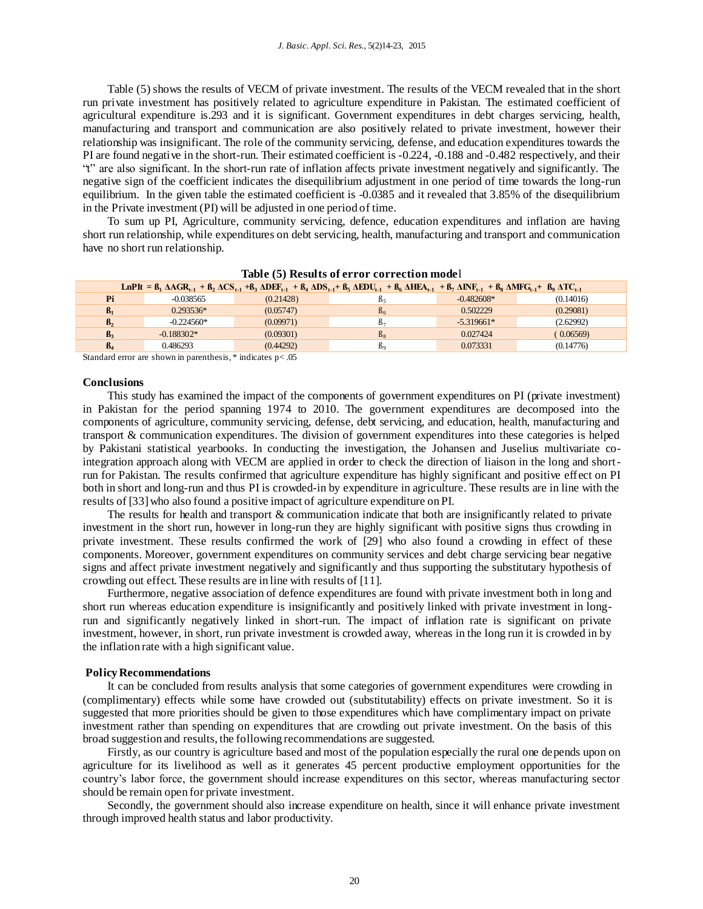Table (5) shows the results of VECM of private investment. The results of the VECM revealed that in the short run private investment has positively related to agriculture expenditure in Pakistan. The estimated coefficient of agricultural expenditure is.293 and it is significant. Government expenditures in debt charges servicing, health, manufacturing and transport and communication are also positively related to private investment, however their relationship was insignificant. The role of the community servicing, defense, and education expenditures towards the PI are found negative in the short-run. Their estimated coefficient is -0.224, -0.188 and -0.482 respectively, and their "t" are also significant. In the short-run rate of inflation affects private investment negatively and significantly. The negative sign of the coefficient indicates the disequilibrium adjustment in one period of time towards the long-run equilibrium. In the given table the estimated coefficient is -0.0385 and it revealed that 3.85% of the disequilibrium in the Private investment (PI) will be adjusted in one period of time.

To sum up PI, Agriculture, community servicing, defence, education expenditures and inflation are having short run relationship, while expenditures on debt servicing, health, manufacturing and transport and communication have no short run relationship.

**Table (5) Results of error correction model**

$$LnPIt = ß_1\,\Delta AGR_{t-1} + ß_2\,\Delta CS_{t-1} + ß_3\,\Delta DEF_{t-1} + ß_4\,\Delta DS_{t-1} + ß_5\,\Delta EDU_{t-1} + ß_6\,\Delta HEA_{t-1} + ß_7\,\Delta INF_{t-1} + ß_8\,\Delta MFG_{t-1} + ß_9\,\Delta TC_{t-1}$$

| | Coefficient | S.E. | | Coefficient | S.E. |
|---|---|---|---|---|---|
| Pi | -0.038565 | (0.21428) | $ß_5$ | -0.482608* | (0.14016) |
| $ß_1$ | 0.293536* | (0.05747) | $ß_6$ | 0.502229 | (0.29081) |
| $ß_2$ | -0.224560* | (0.09971) | $ß_7$ | -5.319661* | (2.62992) |
| $ß_3$ | -0.188302* | (0.09301) | $ß_8$ | 0.027424 | ( 0.06569) |
| $ß_4$ | 0.486293 | (0.44292) | $ß_9$ | 0.073331 | (0.14776) |

Standard error are shown in parenthesis, * indicates $p< .05$

### Conclusions

This study has examined the impact of the components of government expenditures on PI (private investment) in Pakistan for the period spanning 1974 to 2010. The government expenditures are decomposed into the components of agriculture, community servicing, defense, debt servicing, and education, health, manufacturing and transport & communication expenditures. The division of government expenditures into these categories is helped by Pakistani statistical yearbooks. In conducting the investigation, the Johansen and Juselius multivariate co-integration approach along with VECM are applied in order to check the direction of liaison in the long and short-run for Pakistan. The results confirmed that agriculture expenditure has highly significant and positive effect on PI both in short and long-run and thus PI is crowded-in by expenditure in agriculture. These results are in line with the results of [33] who also found a positive impact of agriculture expenditure on PI.

The results for health and transport & communication indicate that both are insignificantly related to private investment in the short run, however in long-run they are highly significant with positive signs thus crowding in private investment. These results confirmed the work of [29] who also found a crowding in effect of these components. Moreover, government expenditures on community services and debt charge servicing bear negative signs and affect private investment negatively and significantly and thus supporting the substitutary hypothesis of crowding out effect. These results are in line with results of [11].

Furthermore, negative association of defence expenditures are found with private investment both in long and short run whereas education expenditure is insignificantly and positively linked with private investment in long-run and significantly negatively linked in short-run. The impact of inflation rate is significant on private investment, however, in short, run private investment is crowded away, whereas in the long run it is crowded in by the inflation rate with a high significant value.

### Policy Recommendations

It can be concluded from results analysis that some categories of government expenditures were crowding in (complimentary) effects while some have crowded out (substitutability) effects on private investment. So it is suggested that more priorities should be given to those expenditures which have complimentary impact on private investment rather than spending on expenditures that are crowding out private investment. On the basis of this broad suggestion and results, the following recommendations are suggested.

Firstly, as our country is agriculture based and most of the population especially the rural one depends upon on agriculture for its livelihood as well as it generates 45 percent productive employment opportunities for the country's labor force, the government should increase expenditures on this sector, whereas manufacturing sector should be remain open for private investment.

Secondly, the government should also increase expenditure on health, since it will enhance private investment through improved health status and labor productivity.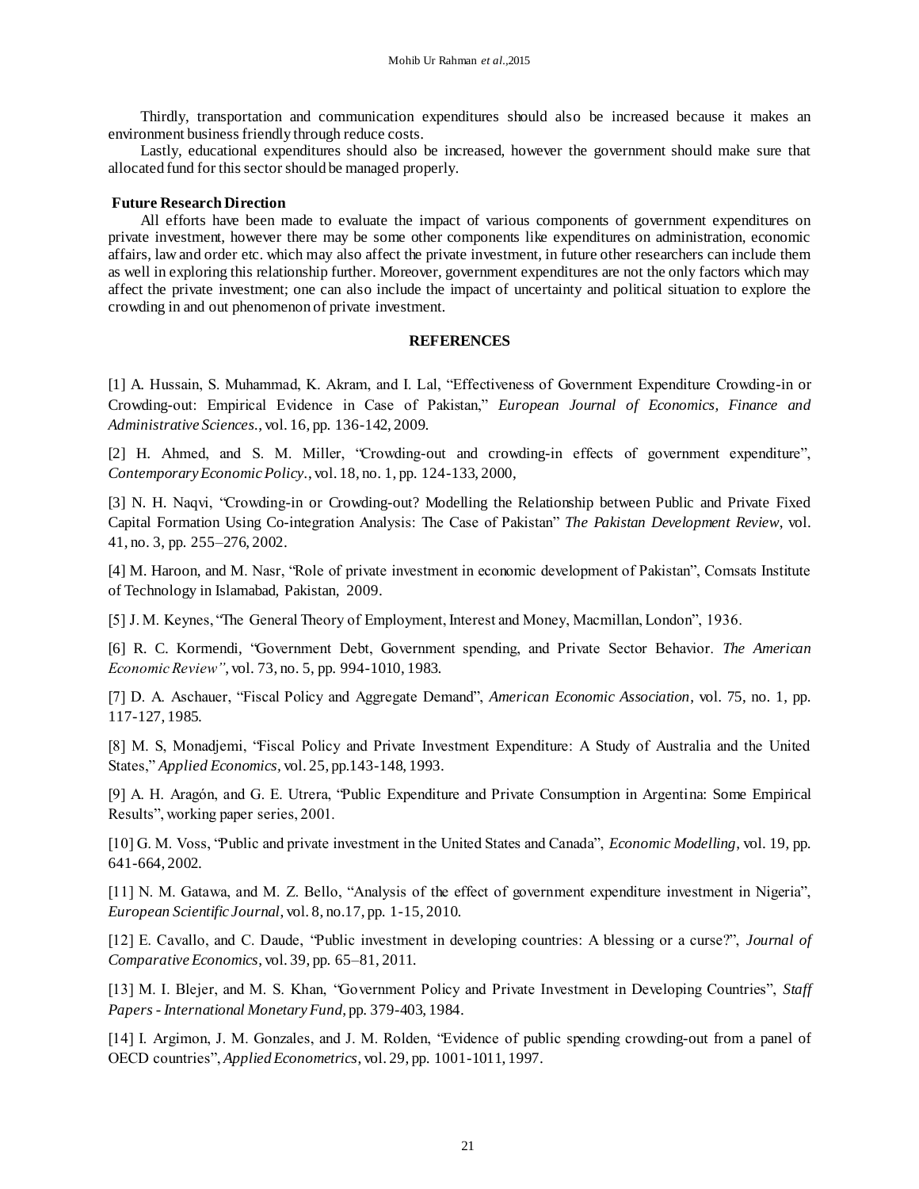Thirdly, transportation and communication expenditures should also be increased because it makes an environment business friendly through reduce costs.

Lastly, educational expenditures should also be increased, however the government should make sure that allocated fund for this sector should be managed properly.

### Future Research Direction

All efforts have been made to evaluate the impact of various components of government expenditures on private investment, however there may be some other components like expenditures on administration, economic affairs, law and order etc. which may also affect the private investment, in future other researchers can include them as well in exploring this relationship further. Moreover, government expenditures are not the only factors which may affect the private investment; one can also include the impact of uncertainty and political situation to explore the crowding in and out phenomenon of private investment.

## REFERENCES

[1] A. Hussain, S. Muhammad, K. Akram, and I. Lal, "Effectiveness of Government Expenditure Crowding-in or Crowding-out: Empirical Evidence in Case of Pakistan," *European Journal of Economics, Finance and Administrative Sciences.*, vol. 16, pp. 136-142, 2009.

[2] H. Ahmed, and S. M. Miller, "Crowding-out and crowding-in effects of government expenditure", *Contemporary Economic Policy.*, vol. 18, no. 1, pp. 124-133, 2000,

[3] N. H. Naqvi, "Crowding-in or Crowding-out? Modelling the Relationship between Public and Private Fixed Capital Formation Using Co-integration Analysis: The Case of Pakistan" *The Pakistan Development Review*, vol. 41, no. 3, pp. 255–276, 2002.

[4] M. Haroon, and M. Nasr, "Role of private investment in economic development of Pakistan", Comsats Institute of Technology in Islamabad, Pakistan, 2009.

[5] J. M. Keynes, "The General Theory of Employment, Interest and Money, Macmillan, London", 1936.

[6] R. C. Kormendi, "Government Debt, Government spending, and Private Sector Behavior. *The American Economic Review"*, vol. 73, no. 5, pp. 994-1010, 1983.

[7] D. A. Aschauer, "Fiscal Policy and Aggregate Demand", *American Economic Association*, vol. 75, no. 1, pp. 117-127, 1985.

[8] M. S, Monadjemi, "Fiscal Policy and Private Investment Expenditure: A Study of Australia and the United States," *Applied Economics*, vol. 25, pp.143-148, 1993.

[9] A. H. Aragón, and G. E. Utrera, "Public Expenditure and Private Consumption in Argentina: Some Empirical Results", working paper series, 2001.

[10] G. M. Voss, "Public and private investment in the United States and Canada", *Economic Modelling*, vol. 19, pp. 641-664, 2002.

[11] N. M. Gatawa, and M. Z. Bello, "Analysis of the effect of government expenditure investment in Nigeria", *European Scientific Journal*, vol. 8, no.17, pp. 1-15, 2010.

[12] E. Cavallo, and C. Daude, "Public investment in developing countries: A blessing or a curse?", *Journal of Comparative Economics*, vol. 39, pp. 65–81, 2011.

[13] M. I. Blejer, and M. S. Khan, "Government Policy and Private Investment in Developing Countries", *Staff Papers - International Monetary Fund*, pp. 379-403, 1984.

[14] I. Argimon, J. M. Gonzales, and J. M. Rolden, "Evidence of public spending crowding-out from a panel of OECD countries", *Applied Econometrics*, vol. 29, pp. 1001-1011, 1997.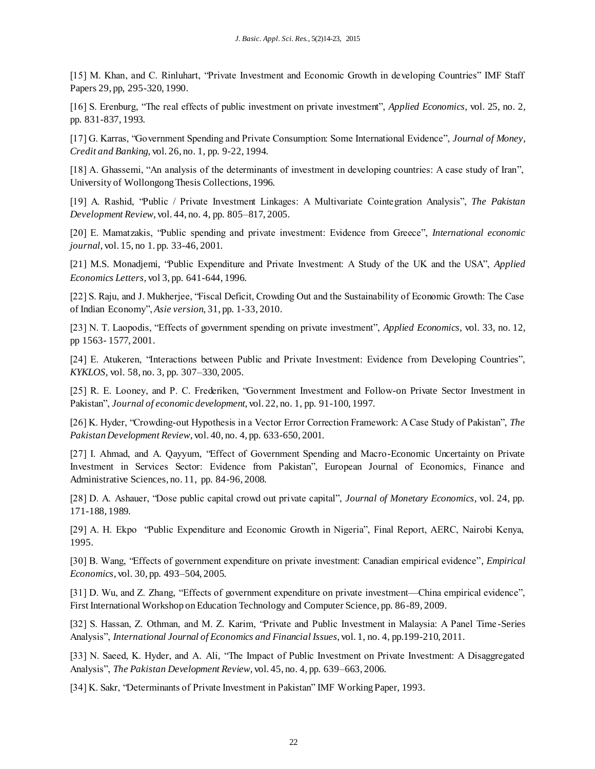[15] M. Khan, and C. Rinluhart, "Private Investment and Economic Growth in developing Countries" IMF Staff Papers 29, pp, 295-320, 1990.

[16] S. Erenburg, "The real effects of public investment on private investment", *Applied Economics*, vol. 25, no. 2, pp. 831-837, 1993.

[17] G. Karras, "Government Spending and Private Consumption: Some International Evidence", *Journal of Money, Credit and Banking*, vol. 26, no. 1, pp. 9-22, 1994.

[18] A. Ghassemi, "An analysis of the determinants of investment in developing countries: A case study of Iran", University of Wollongong Thesis Collections, 1996.

[19] A. Rashid, "Public / Private Investment Linkages: A Multivariate Cointegration Analysis", *The Pakistan Development Review*, vol. 44, no. 4, pp. 805–817, 2005.

[20] E. Mamatzakis, "Public spending and private investment: Evidence from Greece", *International economic journal*, vol. 15, no 1. pp. 33-46, 2001.

[21] M.S. Monadjemi, "Public Expenditure and Private Investment: A Study of the UK and the USA", *Applied Economics Letters*, vol 3, pp. 641-644, 1996.

[22] S. Raju, and J. Mukherjee, "Fiscal Deficit, Crowding Out and the Sustainability of Economic Growth: The Case of Indian Economy", *Asie version*, 31, pp. 1-33, 2010.

[23] N. T. Laopodis, "Effects of government spending on private investment", *Applied Economics*, vol. 33, no. 12, pp 1563- 1577, 2001.

[24] E. Atukeren, "Interactions between Public and Private Investment: Evidence from Developing Countries", *KYKLOS*, vol. 58, no. 3, pp. 307–330, 2005.

[25] R. E. Looney, and P. C. Frederiken, "Government Investment and Follow-on Private Sector Investment in Pakistan", *Journal of economic development*, vol. 22, no. 1, pp. 91-100, 1997.

[26] K. Hyder, "Crowding-out Hypothesis in a Vector Error Correction Framework: A Case Study of Pakistan", *The Pakistan Development Review*, vol. 40, no. 4, pp. 633-650, 2001.

[27] I. Ahmad, and A. Qayyum, "Effect of Government Spending and Macro-Economic Uncertainty on Private Investment in Services Sector: Evidence from Pakistan", European Journal of Economics, Finance and Administrative Sciences, no. 11, pp. 84-96, 2008.

[28] D. A. Ashauer, "Dose public capital crowd out private capital", *Journal of Monetary Economics*, vol. 24, pp. 171-188, 1989.

[29] A. H. Ekpo "Public Expenditure and Economic Growth in Nigeria", Final Report, AERC, Nairobi Kenya, 1995.

[30] B. Wang, "Effects of government expenditure on private investment: Canadian empirical evidence", *Empirical Economics*, vol. 30, pp. 493–504, 2005.

[31] D. Wu, and Z. Zhang, "Effects of government expenditure on private investment—China empirical evidence", First International Workshop on Education Technology and Computer Science, pp. 86-89, 2009.

[32] S. Hassan, Z. Othman, and M. Z. Karim, "Private and Public Investment in Malaysia: A Panel Time-Series Analysis", *International Journal of Economics and Financial Issues*, vol. 1, no. 4, pp.199-210, 2011.

[33] N. Saeed, K. Hyder, and A. Ali, "The Impact of Public Investment on Private Investment: A Disaggregated Analysis", *The Pakistan Development Review*, vol. 45, no. 4, pp. 639–663, 2006.

[34] K. Sakr, "Determinants of Private Investment in Pakistan" IMF Working Paper, 1993.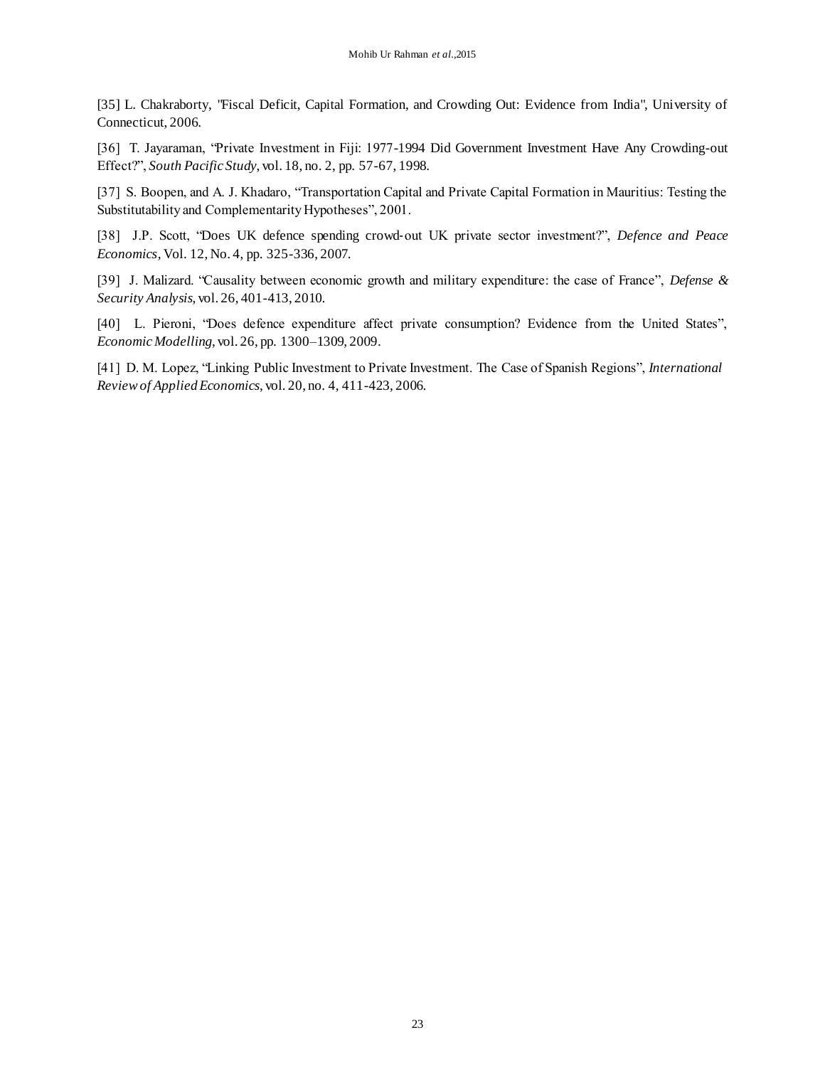[35] L. Chakraborty, "Fiscal Deficit, Capital Formation, and Crowding Out: Evidence from India", University of Connecticut, 2006.

[36] T. Jayaraman, "Private Investment in Fiji: 1977-1994 Did Government Investment Have Any Crowding-out Effect?", *South Pacific Study*, vol. 18, no. 2, pp. 57-67, 1998.

[37] S. Boopen, and A. J. Khadaro, "Transportation Capital and Private Capital Formation in Mauritius: Testing the Substitutability and Complementarity Hypotheses", 2001.

[38] J.P. Scott, "Does UK defence spending crowd-out UK private sector investment?", *Defence and Peace Economics*, Vol. 12, No. 4, pp. 325-336, 2007.

[39] J. Malizard. "Causality between economic growth and military expenditure: the case of France", *Defense & Security Analysis,* vol. 26, 401-413, 2010.

[40] L. Pieroni, "Does defence expenditure affect private consumption? Evidence from the United States", *Economic Modelling*, vol. 26, pp. 1300–1309, 2009.

[41] D. M. Lopez, "Linking Public Investment to Private Investment. The Case of Spanish Regions", *International Review of Applied Economics*, vol. 20, no. 4, 411-423, 2006.